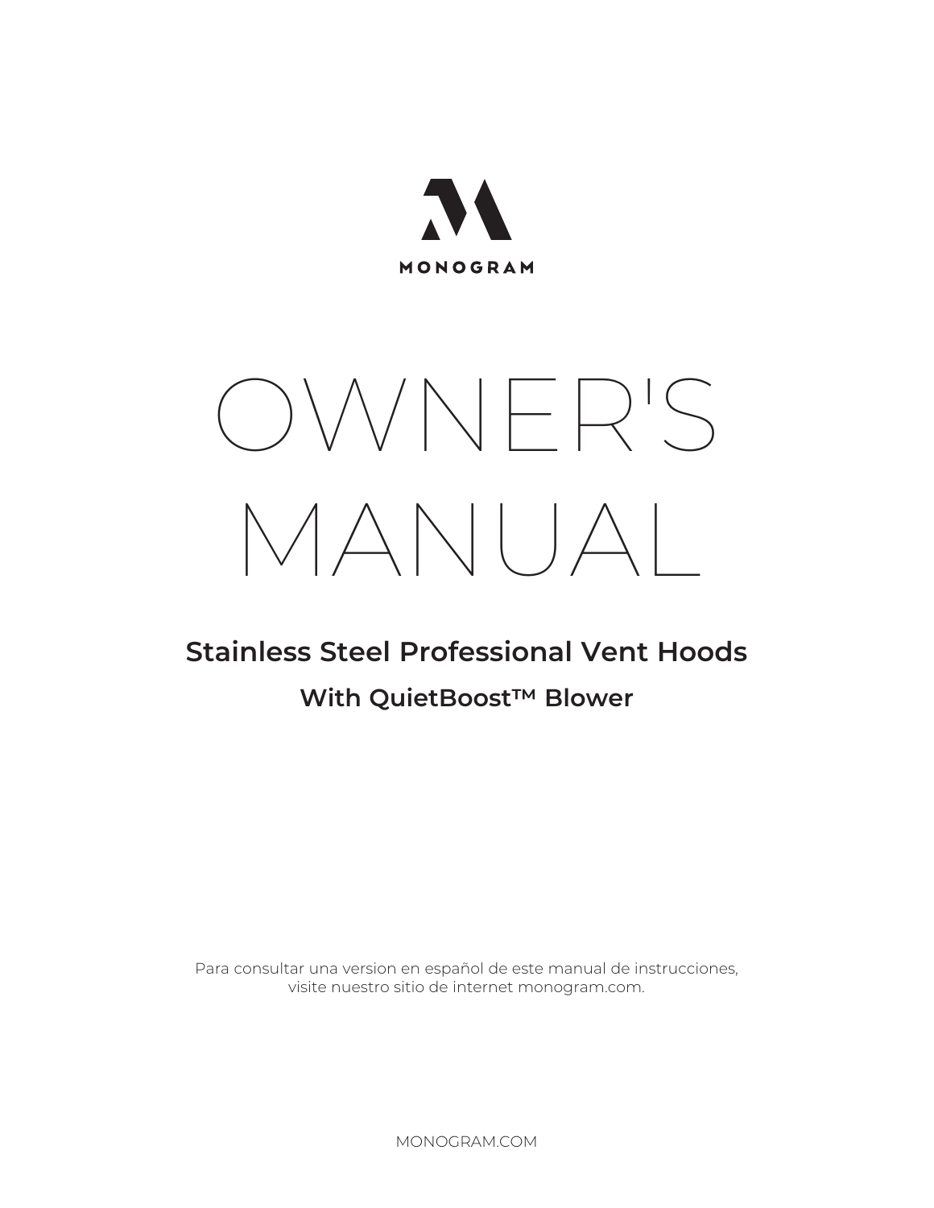MONOGRAM

# OWNER'S MANUAL

## Stainless Steel Professional Vent Hoods

### With QuietBoost™ Blower

Para consultar una version en español de este manual de instrucciones, visite nuestro sitio de internet monogram.com.

MONOGRAM.COM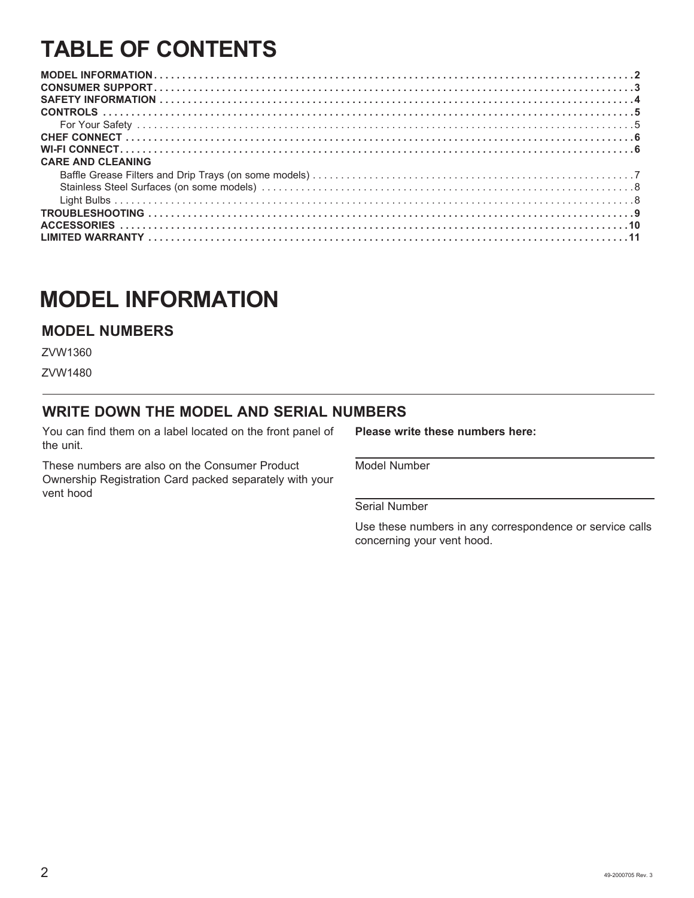# TABLE OF CONTENTS

**MODEL INFORMATION** . . . . . . . . . . . . . . . . . . . . . . . . . . . . . . . . . . . . . . . . . . . . . . . . . . . . . . . . . . . . . . . . . . . . . . . . . . . . . . . . . 2
**CONSUMER SUPPORT** . . . . . . . . . . . . . . . . . . . . . . . . . . . . . . . . . . . . . . . . . . . . . . . . . . . . . . . . . . . . . . . . . . . . . . . . . . . . . . . . . 3
**SAFETY INFORMATION** . . . . . . . . . . . . . . . . . . . . . . . . . . . . . . . . . . . . . . . . . . . . . . . . . . . . . . . . . . . . . . . . . . . . . . . . . . . . . . . . 4
**CONTROLS** . . . . . . . . . . . . . . . . . . . . . . . . . . . . . . . . . . . . . . . . . . . . . . . . . . . . . . . . . . . . . . . . . . . . . . . . . . . . . . . . . . . . . . . . 5
For Your Safety . . . . . . . . . . . . . . . . . . . . . . . . . . . . . . . . . . . . . . . . . . . . . . . . . . . . . . . . . . . . . . . . . . . . . . . . . . . . . . . . . 5
**CHEF CONNECT** . . . . . . . . . . . . . . . . . . . . . . . . . . . . . . . . . . . . . . . . . . . . . . . . . . . . . . . . . . . . . . . . . . . . . . . . . . . . . . . . . . . 6
**WI-FI CONNECT** . . . . . . . . . . . . . . . . . . . . . . . . . . . . . . . . . . . . . . . . . . . . . . . . . . . . . . . . . . . . . . . . . . . . . . . . . . . . . . . . . . . 6
**CARE AND CLEANING**
Baffle Grease Filters and Drip Trays (on some models) . . . . . . . . . . . . . . . . . . . . . . . . . . . . . . . . . . . . . . . . . . . . . . . . . 7
Stainless Steel Surfaces (on some models) . . . . . . . . . . . . . . . . . . . . . . . . . . . . . . . . . . . . . . . . . . . . . . . . . . . . . . . . . . 8
Light Bulbs . . . . . . . . . . . . . . . . . . . . . . . . . . . . . . . . . . . . . . . . . . . . . . . . . . . . . . . . . . . . . . . . . . . . . . . . . . . . . . . . . . . . 8
**TROUBLESHOOTING** . . . . . . . . . . . . . . . . . . . . . . . . . . . . . . . . . . . . . . . . . . . . . . . . . . . . . . . . . . . . . . . . . . . . . . . . . . . . . . . . 9
**ACCESSORIES** . . . . . . . . . . . . . . . . . . . . . . . . . . . . . . . . . . . . . . . . . . . . . . . . . . . . . . . . . . . . . . . . . . . . . . . . . . . . . . . . . . . . 10
**LIMITED WARRANTY** . . . . . . . . . . . . . . . . . . . . . . . . . . . . . . . . . . . . . . . . . . . . . . . . . . . . . . . . . . . . . . . . . . . . . . . . . . . . . . . 11

# MODEL INFORMATION

## MODEL NUMBERS

ZVW1360

ZVW1480

## WRITE DOWN THE MODEL AND SERIAL NUMBERS

You can find them on a label located on the front panel of the unit.

These numbers are also on the Consumer Product Ownership Registration Card packed separately with your vent hood

**Please write these numbers here:**

Model Number

Serial Number

Use these numbers in any correspondence or service calls concerning your vent hood.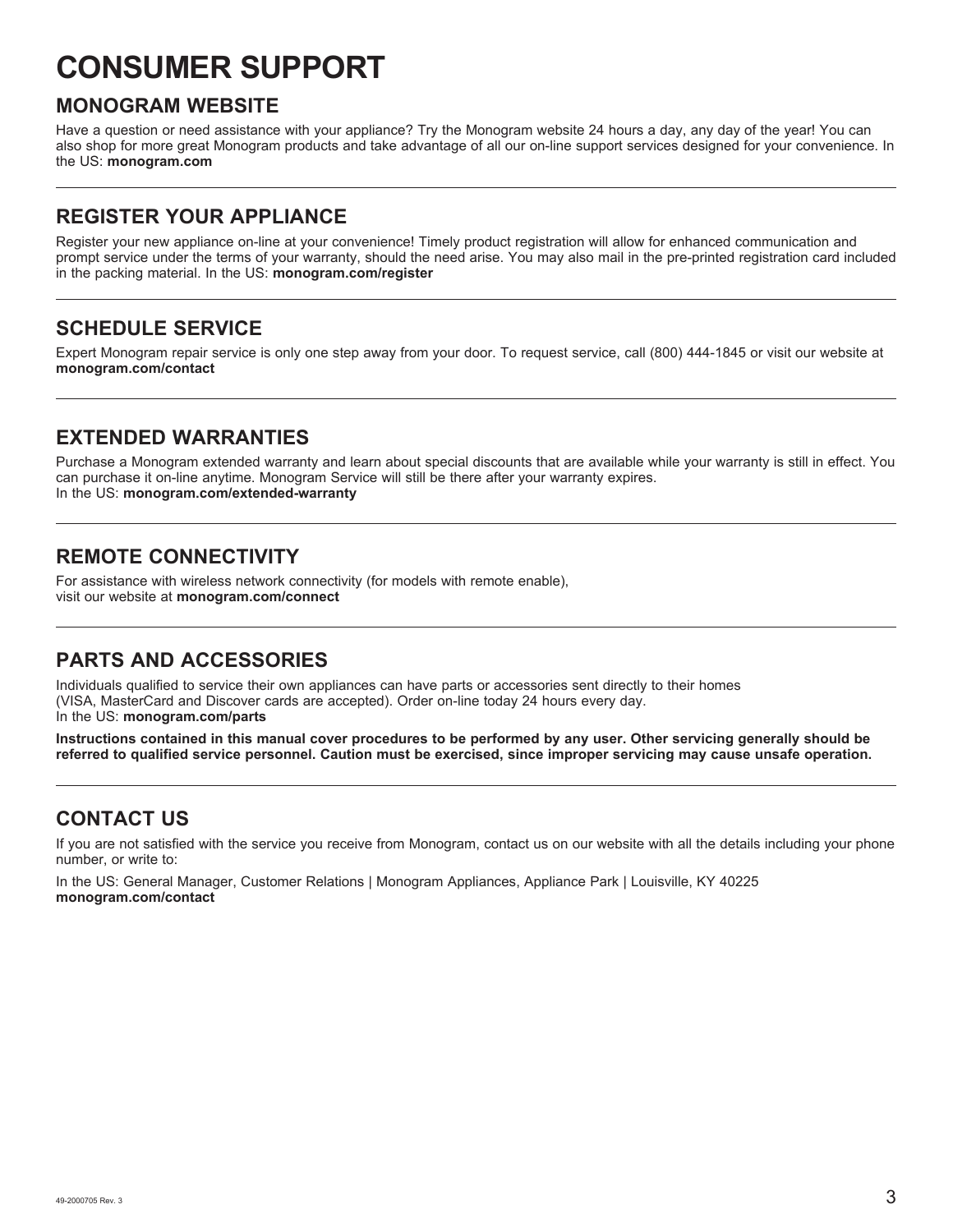# CONSUMER SUPPORT

## MONOGRAM WEBSITE

Have a question or need assistance with your appliance? Try the Monogram website 24 hours a day, any day of the year! You can also shop for more great Monogram products and take advantage of all our on-line support services designed for your convenience. In the US: **monogram.com**

---

## REGISTER YOUR APPLIANCE

Register your new appliance on-line at your convenience! Timely product registration will allow for enhanced communication and prompt service under the terms of your warranty, should the need arise. You may also mail in the pre-printed registration card included in the packing material. In the US: **monogram.com/register**

---

## SCHEDULE SERVICE

Expert Monogram repair service is only one step away from your door. To request service, call (800) 444-1845 or visit our website at **monogram.com/contact**

---

## EXTENDED WARRANTIES

Purchase a Monogram extended warranty and learn about special discounts that are available while your warranty is still in effect. You can purchase it on-line anytime. Monogram Service will still be there after your warranty expires.
In the US: **monogram.com/extended-warranty**

---

## REMOTE CONNECTIVITY

For assistance with wireless network connectivity (for models with remote enable),
visit our website at **monogram.com/connect**

---

## PARTS AND ACCESSORIES

Individuals qualified to service their own appliances can have parts or accessories sent directly to their homes (VISA, MasterCard and Discover cards are accepted). Order on-line today 24 hours every day.
In the US: **monogram.com/parts**

**Instructions contained in this manual cover procedures to be performed by any user. Other servicing generally should be referred to qualified service personnel. Caution must be exercised, since improper servicing may cause unsafe operation.**

---

## CONTACT US

If you are not satisfied with the service you receive from Monogram, contact us on our website with all the details including your phone number, or write to:

In the US: General Manager, Customer Relations | Monogram Appliances, Appliance Park | Louisville, KY 40225
**monogram.com/contact**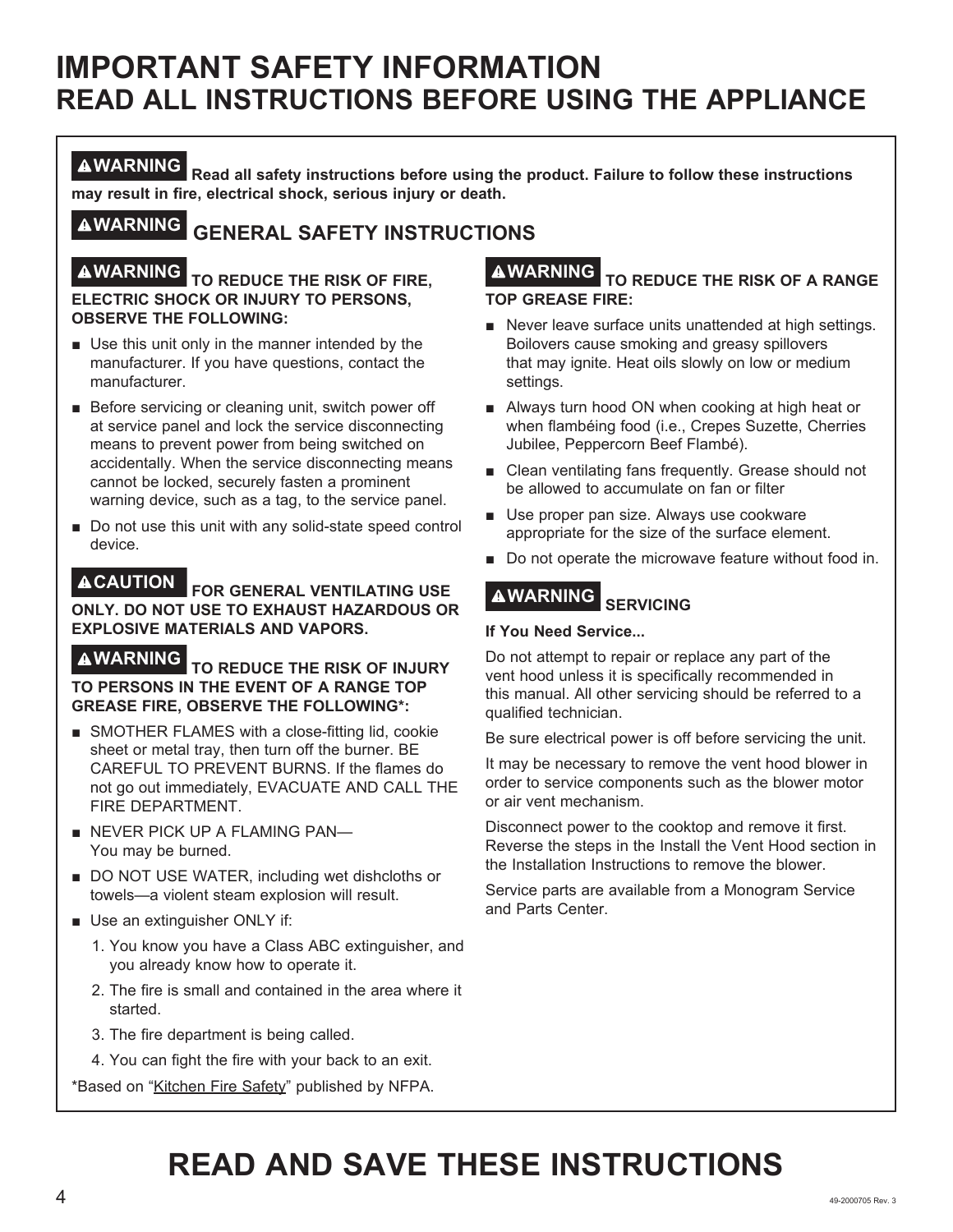# IMPORTANT SAFETY INFORMATION
## READ ALL INSTRUCTIONS BEFORE USING THE APPLIANCE

**⚠WARNING Read all safety instructions before using the product. Failure to follow these instructions may result in fire, electrical shock, serious injury or death.**

### ⚠WARNING GENERAL SAFETY INSTRUCTIONS

**⚠WARNING TO REDUCE THE RISK OF FIRE, ELECTRIC SHOCK OR INJURY TO PERSONS, OBSERVE THE FOLLOWING:**

- Use this unit only in the manner intended by the manufacturer. If you have questions, contact the manufacturer.
- Before servicing or cleaning unit, switch power off at service panel and lock the service disconnecting means to prevent power from being switched on accidentally. When the service disconnecting means cannot be locked, securely fasten a prominent warning device, such as a tag, to the service panel.
- Do not use this unit with any solid-state speed control device.

**⚠CAUTION FOR GENERAL VENTILATING USE ONLY. DO NOT USE TO EXHAUST HAZARDOUS OR EXPLOSIVE MATERIALS AND VAPORS.**

**⚠WARNING TO REDUCE THE RISK OF INJURY TO PERSONS IN THE EVENT OF A RANGE TOP GREASE FIRE, OBSERVE THE FOLLOWING*:**

- SMOTHER FLAMES with a close-fitting lid, cookie sheet or metal tray, then turn off the burner. BE CAREFUL TO PREVENT BURNS. If the flames do not go out immediately, EVACUATE AND CALL THE FIRE DEPARTMENT.
- NEVER PICK UP A FLAMING PAN— You may be burned.
- DO NOT USE WATER, including wet dishcloths or towels—a violent steam explosion will result.
- Use an extinguisher ONLY if:
  1. You know you have a Class ABC extinguisher, and you already know how to operate it.
  2. The fire is small and contained in the area where it started.
  3. The fire department is being called.
  4. You can fight the fire with your back to an exit.

*Based on "Kitchen Fire Safety" published by NFPA.

**⚠WARNING TO REDUCE THE RISK OF A RANGE TOP GREASE FIRE:**

- Never leave surface units unattended at high settings. Boilovers cause smoking and greasy spillovers that may ignite. Heat oils slowly on low or medium settings.
- Always turn hood ON when cooking at high heat or when flambéing food (i.e., Crepes Suzette, Cherries Jubilee, Peppercorn Beef Flambé).
- Clean ventilating fans frequently. Grease should not be allowed to accumulate on fan or filter
- Use proper pan size. Always use cookware appropriate for the size of the surface element.
- Do not operate the microwave feature without food in.

**⚠WARNING SERVICING**

**If You Need Service...**

Do not attempt to repair or replace any part of the vent hood unless it is specifically recommended in this manual. All other servicing should be referred to a qualified technician.

Be sure electrical power is off before servicing the unit.

It may be necessary to remove the vent hood blower in order to service components such as the blower motor or air vent mechanism.

Disconnect power to the cooktop and remove it first. Reverse the steps in the Install the Vent Hood section in the Installation Instructions to remove the blower.

Service parts are available from a Monogram Service and Parts Center.

## READ AND SAVE THESE INSTRUCTIONS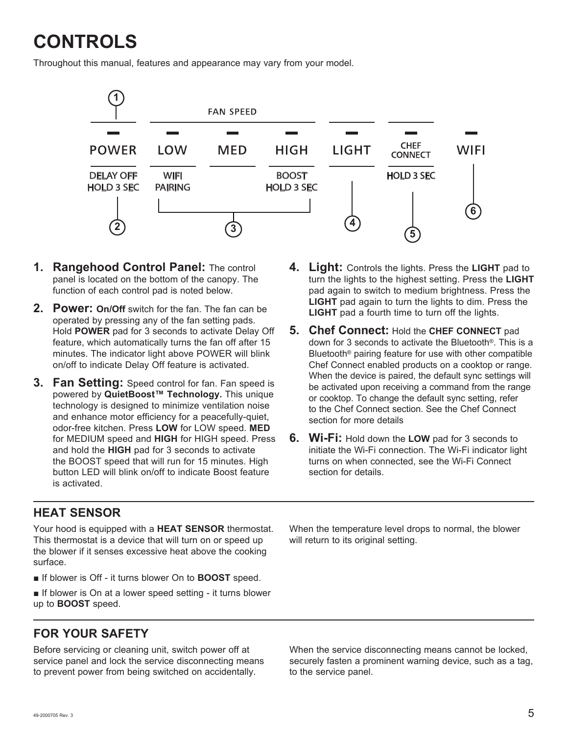# CONTROLS

Throughout this manual, features and appearance may vary from your model.

1. **Rangehood Control Panel:** The control panel is located on the bottom of the canopy. The function of each control pad is noted below.
2. **Power:** **On/Off** switch for the fan. The fan can be operated by pressing any of the fan setting pads. Hold **POWER** pad for 3 seconds to activate Delay Off feature, which automatically turns the fan off after 15 minutes. The indicator light above POWER will blink on/off to indicate Delay Off feature is activated.
3. **Fan Setting:** Speed control for fan. Fan speed is powered by **QuietBoost™ Technology.** This unique technology is designed to minimize ventilation noise and enhance motor efficiency for a peacefully-quiet, odor-free kitchen. Press **LOW** for LOW speed. **MED** for MEDIUM speed and **HIGH** for HIGH speed. Press and hold the **HIGH** pad for 3 seconds to activate the BOOST speed that will run for 15 minutes. High button LED will blink on/off to indicate Boost feature is activated.
4. **Light:** Controls the lights. Press the **LIGHT** pad to turn the lights to the highest setting. Press the **LIGHT** pad again to switch to medium brightness. Press the **LIGHT** pad again to turn the lights to dim. Press the **LIGHT** pad a fourth time to turn off the lights.
5. **Chef Connect:** Hold the **CHEF CONNECT** pad down for 3 seconds to activate the Bluetooth®. This is a Bluetooth® pairing feature for use with other compatible Chef Connect enabled products on a cooktop or range. When the device is paired, the default sync settings will be activated upon receiving a command from the range or cooktop. To change the default sync setting, refer to the Chef Connect section. See the Chef Connect section for more details
6. **Wi-Fi:** Hold down the **LOW** pad for 3 seconds to initiate the Wi-Fi connection. The Wi-Fi indicator light turns on when connected, see the Wi-Fi Connect section for details.

## HEAT SENSOR

Your hood is equipped with a **HEAT SENSOR** thermostat. This thermostat is a device that will turn on or speed up the blower if it senses excessive heat above the cooking surface.

- If blower is Off - it turns blower On to **BOOST** speed.
- If blower is On at a lower speed setting - it turns blower up to **BOOST** speed.

When the temperature level drops to normal, the blower will return to its original setting.

## FOR YOUR SAFETY

Before servicing or cleaning unit, switch power off at service panel and lock the service disconnecting means to prevent power from being switched on accidentally.

When the service disconnecting means cannot be locked, securely fasten a prominent warning device, such as a tag, to the service panel.

49-2000705 Rev. 3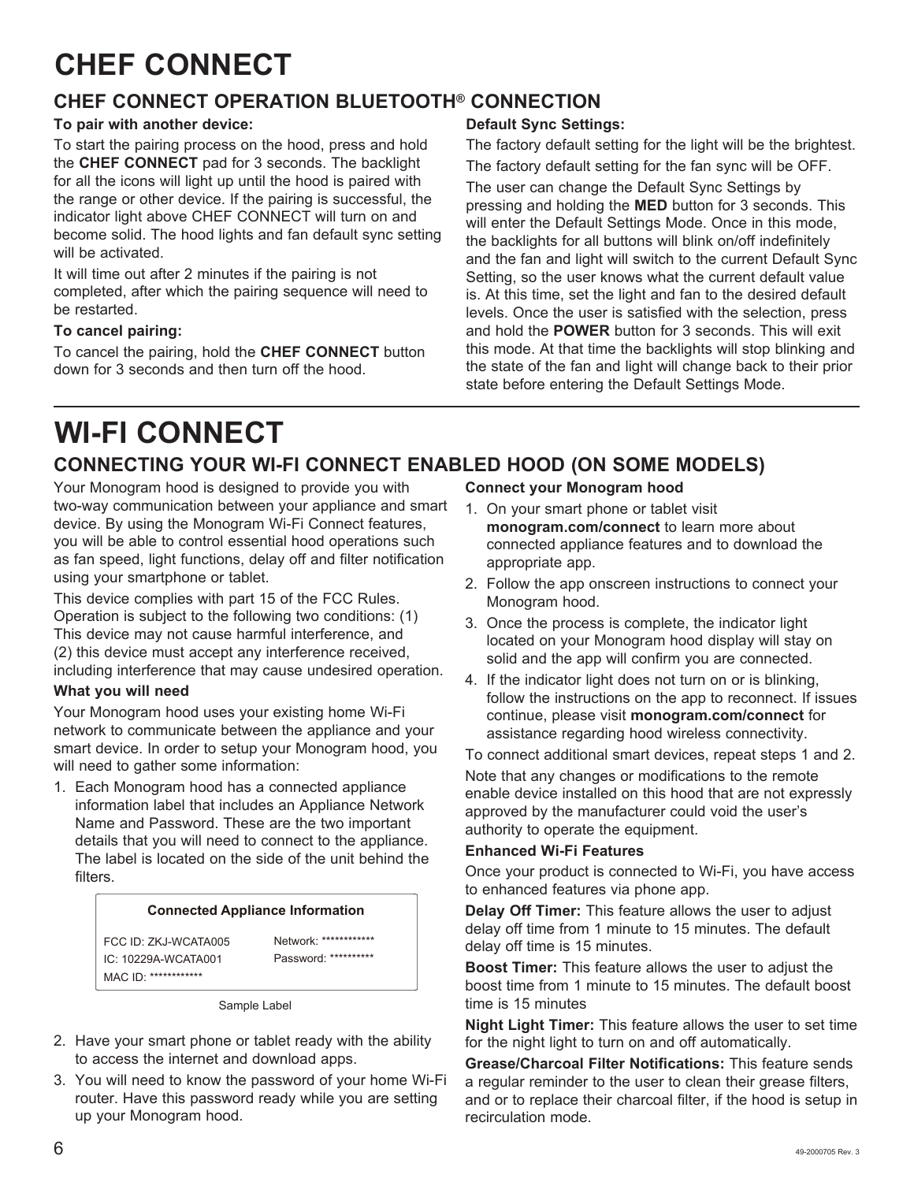# CHEF CONNECT

## CHEF CONNECT OPERATION BLUETOOTH® CONNECTION

**To pair with another device:**

To start the pairing process on the hood, press and hold the **CHEF CONNECT** pad for 3 seconds. The backlight for all the icons will light up until the hood is paired with the range or other device. If the pairing is successful, the indicator light above CHEF CONNECT will turn on and become solid. The hood lights and fan default sync setting will be activated.

It will time out after 2 minutes if the pairing is not completed, after which the pairing sequence will need to be restarted.

**To cancel pairing:**

To cancel the pairing, hold the **CHEF CONNECT** button down for 3 seconds and then turn off the hood.

**Default Sync Settings:**

The factory default setting for the light will be the brightest.

The factory default setting for the fan sync will be OFF.

The user can change the Default Sync Settings by pressing and holding the **MED** button for 3 seconds. This will enter the Default Settings Mode. Once in this mode, the backlights for all buttons will blink on/off indefinitely and the fan and light will switch to the current Default Sync Setting, so the user knows what the current default value is. At this time, set the light and fan to the desired default levels. Once the user is satisfied with the selection, press and hold the **POWER** button for 3 seconds. This will exit this mode. At that time the backlights will stop blinking and the state of the fan and light will change back to their prior state before entering the Default Settings Mode.

# WI-FI CONNECT

## CONNECTING YOUR WI-FI CONNECT ENABLED HOOD (ON SOME MODELS)

Your Monogram hood is designed to provide you with two-way communication between your appliance and smart device. By using the Monogram Wi-Fi Connect features, you will be able to control essential hood operations such as fan speed, light functions, delay off and filter notification using your smartphone or tablet.

This device complies with part 15 of the FCC Rules. Operation is subject to the following two conditions: (1) This device may not cause harmful interference, and (2) this device must accept any interference received, including interference that may cause undesired operation.

**What you will need**

Your Monogram hood uses your existing home Wi-Fi network to communicate between the appliance and your smart device. In order to setup your Monogram hood, you will need to gather some information:

1. Each Monogram hood has a connected appliance information label that includes an Appliance Network Name and Password. These are the two important details that you will need to connect to the appliance. The label is located on the side of the unit behind the filters.

| Connected Appliance Information | |
|---|---|
| FCC ID: ZKJ-WCATA005 | Network: ************ |
| IC: 10229A-WCATA001 | Password: ********** |
| MAC ID: ************ | |

Sample Label

2. Have your smart phone or tablet ready with the ability to access the internet and download apps.
3. You will need to know the password of your home Wi-Fi router. Have this password ready while you are setting up your Monogram hood.

**Connect your Monogram hood**

1. On your smart phone or tablet visit **monogram.com/connect** to learn more about connected appliance features and to download the appropriate app.
2. Follow the app onscreen instructions to connect your Monogram hood.
3. Once the process is complete, the indicator light located on your Monogram hood display will stay on solid and the app will confirm you are connected.
4. If the indicator light does not turn on or is blinking, follow the instructions on the app to reconnect. If issues continue, please visit **monogram.com/connect** for assistance regarding hood wireless connectivity.

To connect additional smart devices, repeat steps 1 and 2.

Note that any changes or modifications to the remote enable device installed on this hood that are not expressly approved by the manufacturer could void the user's authority to operate the equipment.

**Enhanced Wi-Fi Features**

Once your product is connected to Wi-Fi, you have access to enhanced features via phone app.

**Delay Off Timer:** This feature allows the user to adjust delay off time from 1 minute to 15 minutes. The default delay off time is 15 minutes.

**Boost Timer:** This feature allows the user to adjust the boost time from 1 minute to 15 minutes. The default boost time is 15 minutes

**Night Light Timer:** This feature allows the user to set time for the night light to turn on and off automatically.

**Grease/Charcoal Filter Notifications:** This feature sends a regular reminder to the user to clean their grease filters, and or to replace their charcoal filter, if the hood is setup in recirculation mode.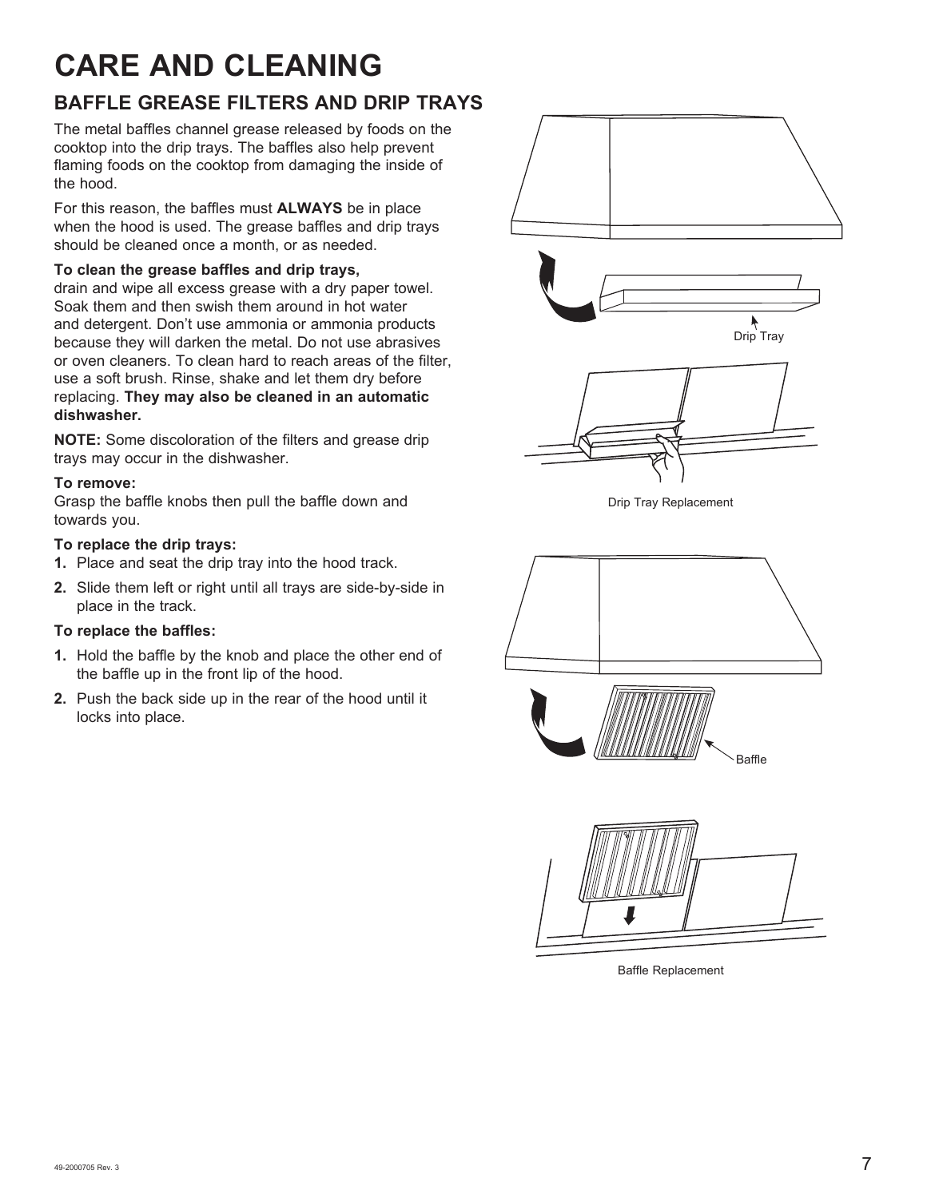# CARE AND CLEANING

## BAFFLE GREASE FILTERS AND DRIP TRAYS

The metal baffles channel grease released by foods on the cooktop into the drip trays. The baffles also help prevent flaming foods on the cooktop from damaging the inside of the hood.

For this reason, the baffles must **ALWAYS** be in place when the hood is used. The grease baffles and drip trays should be cleaned once a month, or as needed.

**To clean the grease baffles and drip trays,** drain and wipe all excess grease with a dry paper towel. Soak them and then swish them around in hot water and detergent. Don't use ammonia or ammonia products because they will darken the metal. Do not use abrasives or oven cleaners. To clean hard to reach areas of the filter, use a soft brush. Rinse, shake and let them dry before replacing. **They may also be cleaned in an automatic dishwasher.**

**NOTE:** Some discoloration of the filters and grease drip trays may occur in the dishwasher.

**To remove:**
Grasp the baffle knobs then pull the baffle down and towards you.

**To replace the drip trays:**

1. Place and seat the drip tray into the hood track.
2. Slide them left or right until all trays are side-by-side in place in the track.

**To replace the baffles:**

1. Hold the baffle by the knob and place the other end of the baffle up in the front lip of the hood.
2. Push the back side up in the rear of the hood until it locks into place.

Drip Tray

Drip Tray Replacement

Baffle

Baffle Replacement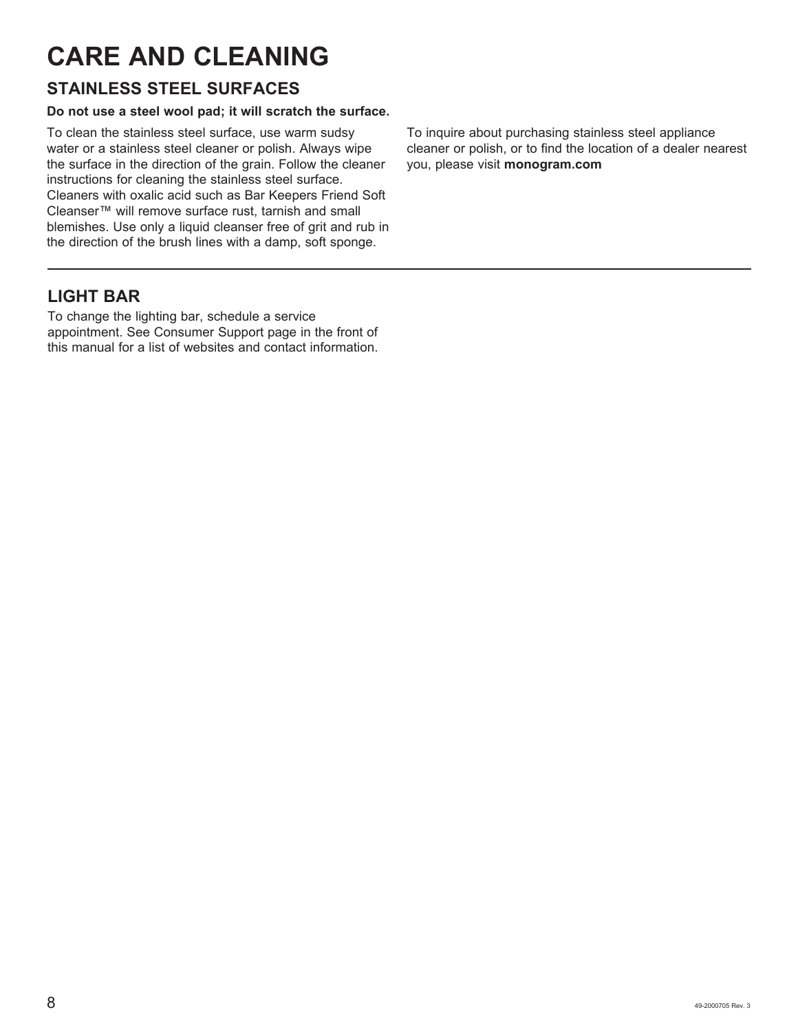# CARE AND CLEANING

## STAINLESS STEEL SURFACES

**Do not use a steel wool pad; it will scratch the surface.**

To clean the stainless steel surface, use warm sudsy water or a stainless steel cleaner or polish. Always wipe the surface in the direction of the grain. Follow the cleaner instructions for cleaning the stainless steel surface. Cleaners with oxalic acid such as Bar Keepers Friend Soft Cleanser™ will remove surface rust, tarnish and small blemishes. Use only a liquid cleanser free of grit and rub in the direction of the brush lines with a damp, soft sponge.

To inquire about purchasing stainless steel appliance cleaner or polish, or to find the location of a dealer nearest you, please visit **monogram.com**

## LIGHT BAR

To change the lighting bar, schedule a service appointment. See Consumer Support page in the front of this manual for a list of websites and contact information.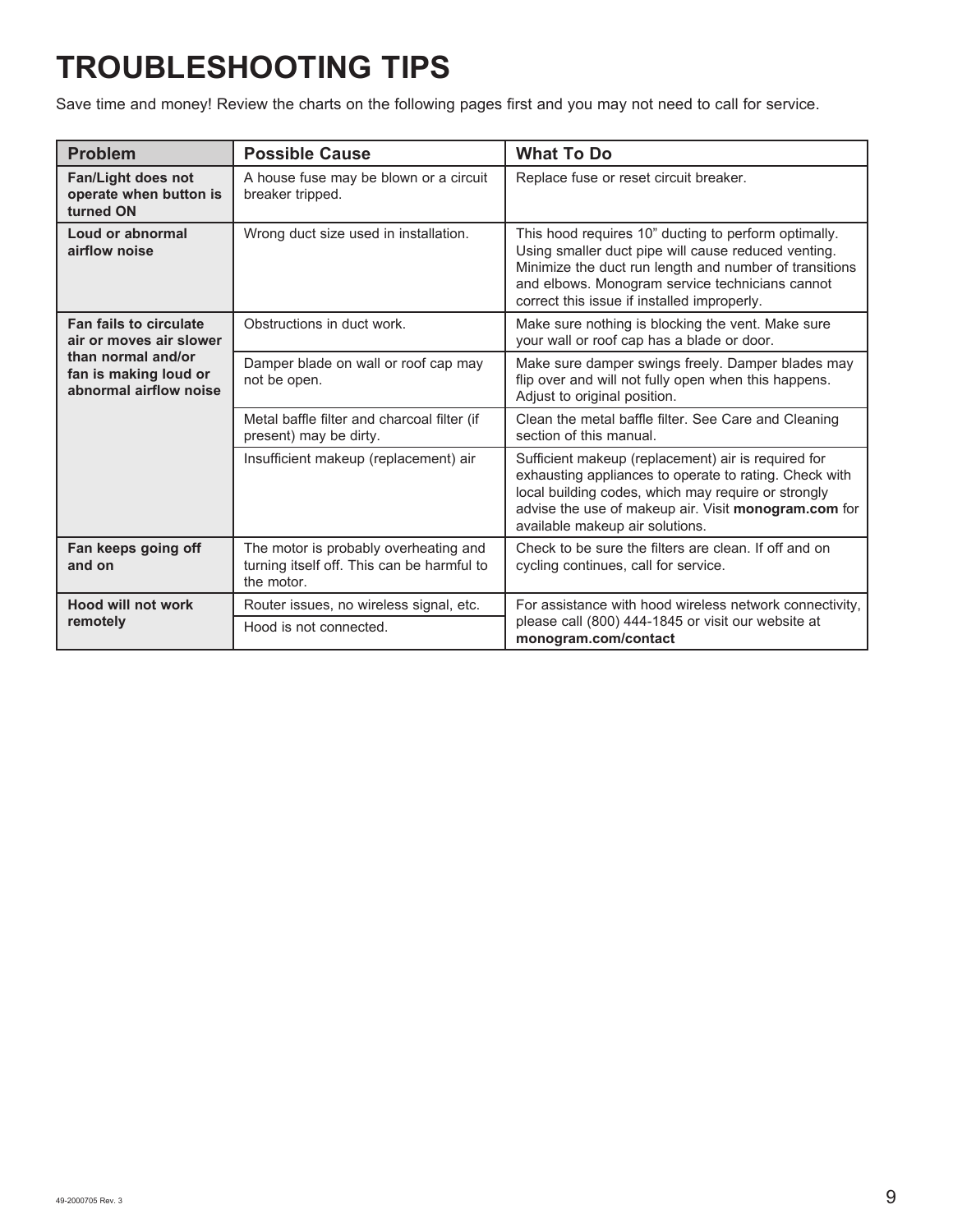# TROUBLESHOOTING TIPS

Save time and money! Review the charts on the following pages first and you may not need to call for service.

| Problem | Possible Cause | What To Do |
|---|---|---|
| **Fan/Light does not operate when button is turned ON** | A house fuse may be blown or a circuit breaker tripped. | Replace fuse or reset circuit breaker. |
| **Loud or abnormal airflow noise** | Wrong duct size used in installation. | This hood requires 10" ducting to perform optimally. Using smaller duct pipe will cause reduced venting. Minimize the duct run length and number of transitions and elbows. Monogram service technicians cannot correct this issue if installed improperly. |
| **Fan fails to circulate air or moves air slower than normal and/or fan is making loud or abnormal airflow noise** | Obstructions in duct work. | Make sure nothing is blocking the vent. Make sure your wall or roof cap has a blade or door. |
| | Damper blade on wall or roof cap may not be open. | Make sure damper swings freely. Damper blades may flip over and will not fully open when this happens. Adjust to original position. |
| | Metal baffle filter and charcoal filter (if present) may be dirty. | Clean the metal baffle filter. See Care and Cleaning section of this manual. |
| | Insufficient makeup (replacement) air | Sufficient makeup (replacement) air is required for exhausting appliances to operate to rating. Check with local building codes, which may require or strongly advise the use of makeup air. Visit **monogram.com** for available makeup air solutions. |
| **Fan keeps going off and on** | The motor is probably overheating and turning itself off. This can be harmful to the motor. | Check to be sure the filters are clean. If off and on cycling continues, call for service. |
| **Hood will not work remotely** | Router issues, no wireless signal, etc. | For assistance with hood wireless network connectivity, please call (800) 444-1845 or visit our website at **monogram.com/contact** |
| | Hood is not connected. | |

49-2000705 Rev. 3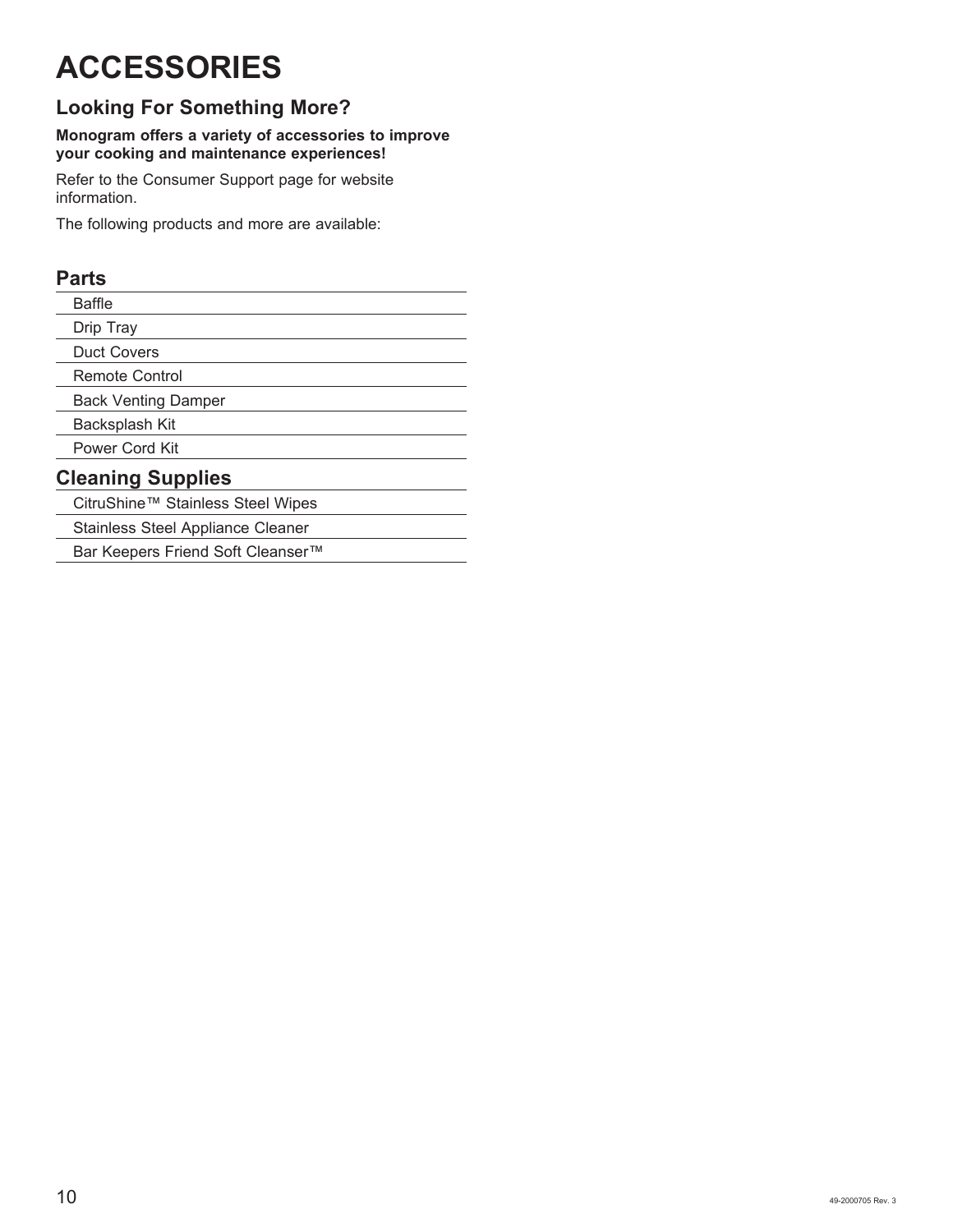# ACCESSORIES

## Looking For Something More?

**Monogram offers a variety of accessories to improve your cooking and maintenance experiences!**

Refer to the Consumer Support page for website information.

The following products and more are available:

### Parts

- Baffle
- Drip Tray
- Duct Covers
- Remote Control
- Back Venting Damper
- Backsplash Kit
- Power Cord Kit

### Cleaning Supplies

- CitruShine™ Stainless Steel Wipes
- Stainless Steel Appliance Cleaner
- Bar Keepers Friend Soft Cleanser™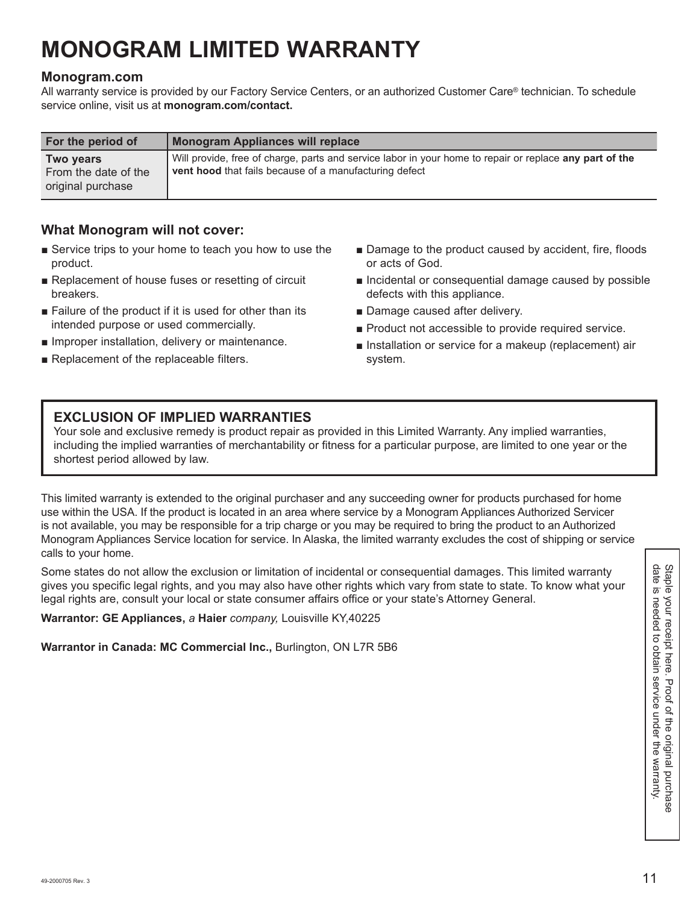# MONOGRAM LIMITED WARRANTY

### Monogram.com

All warranty service is provided by our Factory Service Centers, or an authorized Customer Care® technician. To schedule service online, visit us at **monogram.com/contact.**

| For the period of | Monogram Appliances will replace |
| --- | --- |
| **Two years** From the date of the original purchase | Will provide, free of charge, parts and service labor in your home to repair or replace **any part of the vent hood** that fails because of a manufacturing defect |

### What Monogram will not cover:

- Service trips to your home to teach you how to use the product.
- Replacement of house fuses or resetting of circuit breakers.
- Failure of the product if it is used for other than its intended purpose or used commercially.
- Improper installation, delivery or maintenance.
- Replacement of the replaceable filters.
- Damage to the product caused by accident, fire, floods or acts of God.
- Incidental or consequential damage caused by possible defects with this appliance.
- Damage caused after delivery.
- Product not accessible to provide required service.
- Installation or service for a makeup (replacement) air system.

### EXCLUSION OF IMPLIED WARRANTIES

Your sole and exclusive remedy is product repair as provided in this Limited Warranty. Any implied warranties, including the implied warranties of merchantability or fitness for a particular purpose, are limited to one year or the shortest period allowed by law.

This limited warranty is extended to the original purchaser and any succeeding owner for products purchased for home use within the USA. If the product is located in an area where service by a Monogram Appliances Authorized Servicer is not available, you may be responsible for a trip charge or you may be required to bring the product to an Authorized Monogram Appliances Service location for service. In Alaska, the limited warranty excludes the cost of shipping or service calls to your home.

Some states do not allow the exclusion or limitation of incidental or consequential damages. This limited warranty gives you specific legal rights, and you may also have other rights which vary from state to state. To know what your legal rights are, consult your local or state consumer affairs office or your state's Attorney General.

**Warrantor: GE Appliances,** *a* **Haier** *company,* Louisville KY,40225

**Warrantor in Canada: MC Commercial Inc.,** Burlington, ON L7R 5B6

Staple your receipt here. Proof of the original purchase date is needed to obtain service under the warranty.

49-2000705 Rev. 3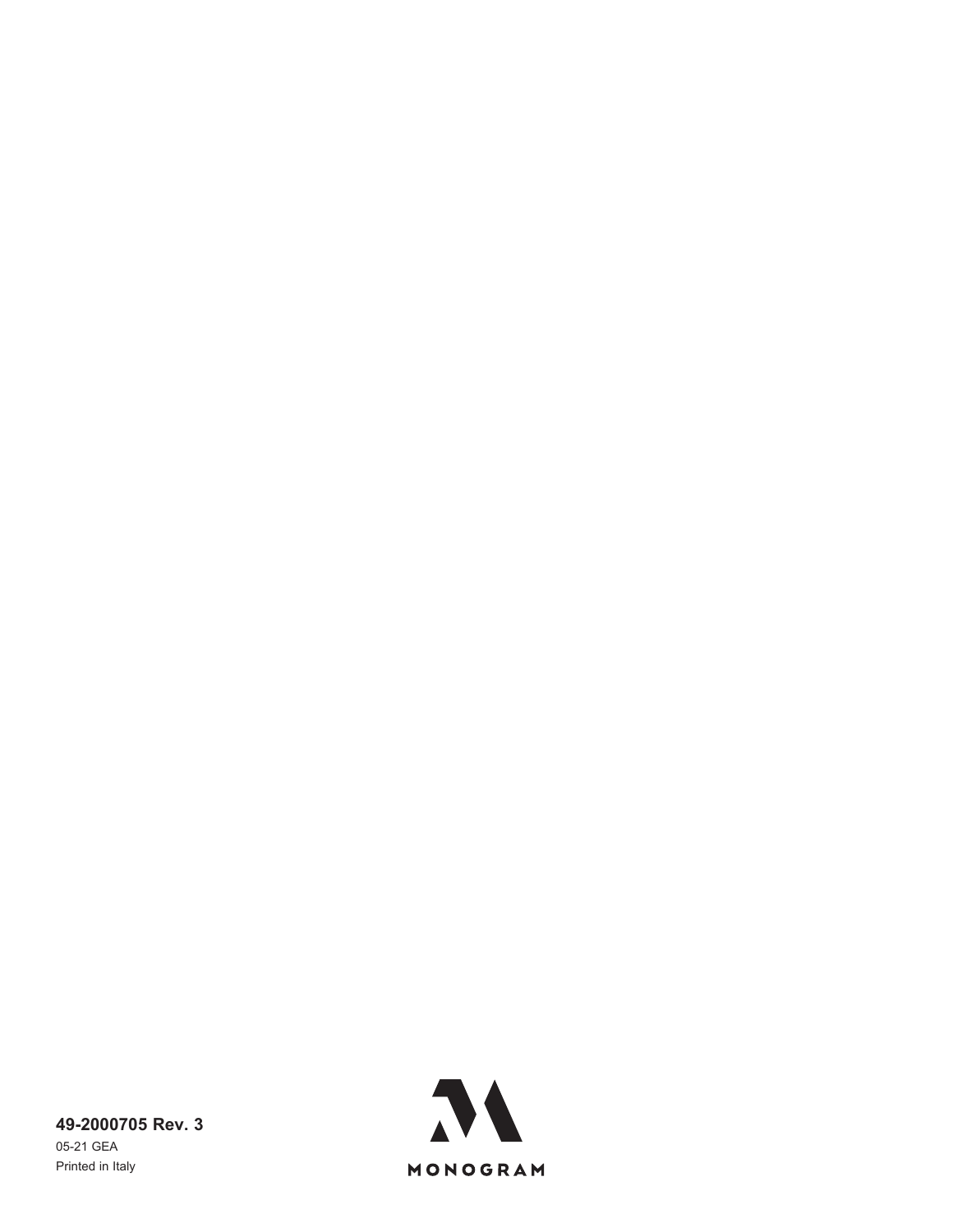**49-2000705 Rev. 3**

05-21 GEA

Printed in Italy

MONOGRAM